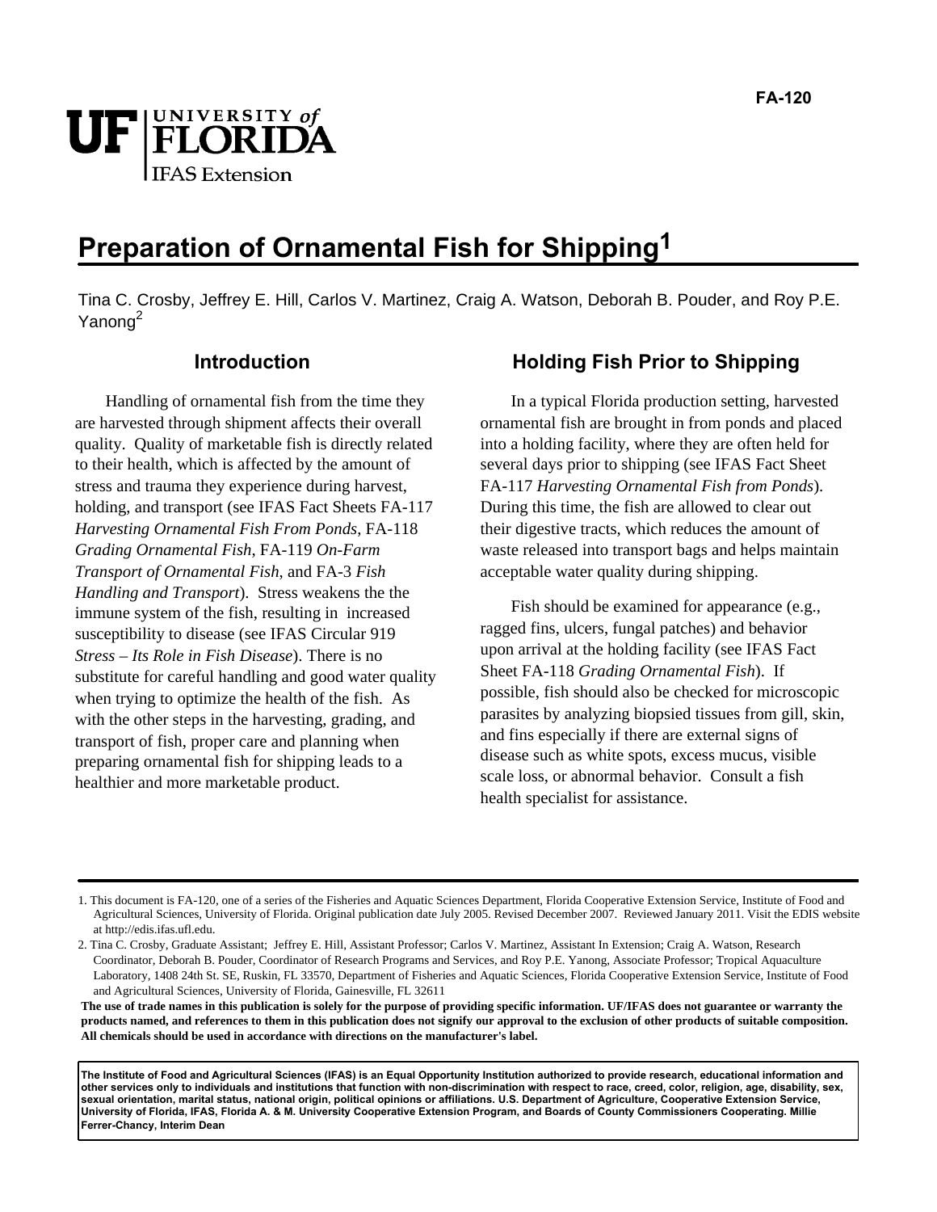FA-120

UF | UNIVERSITY of FLORIDA
IFAS Extension

# Preparation of Ornamental Fish for Shipping[1]

Tina C. Crosby, Jeffrey E. Hill, Carlos V. Martinez, Craig A. Watson, Deborah B. Pouder, and Roy P.E. Yanong[2]

## Introduction

Handling of ornamental fish from the time they are harvested through shipment affects their overall quality. Quality of marketable fish is directly related to their health, which is affected by the amount of stress and trauma they experience during harvest, holding, and transport (see IFAS Fact Sheets FA-117 *Harvesting Ornamental Fish From Ponds*, FA-118 *Grading Ornamental Fish*, FA-119 *On-Farm Transport of Ornamental Fish*, and FA-3 *Fish Handling and Transport*). Stress weakens the the immune system of the fish, resulting in increased susceptibility to disease (see IFAS Circular 919 *Stress – Its Role in Fish Disease*). There is no substitute for careful handling and good water quality when trying to optimize the health of the fish. As with the other steps in the harvesting, grading, and transport of fish, proper care and planning when preparing ornamental fish for shipping leads to a healthier and more marketable product.

## Holding Fish Prior to Shipping

In a typical Florida production setting, harvested ornamental fish are brought in from ponds and placed into a holding facility, where they are often held for several days prior to shipping (see IFAS Fact Sheet FA-117 *Harvesting Ornamental Fish from Ponds*). During this time, the fish are allowed to clear out their digestive tracts, which reduces the amount of waste released into transport bags and helps maintain acceptable water quality during shipping.

Fish should be examined for appearance (e.g., ragged fins, ulcers, fungal patches) and behavior upon arrival at the holding facility (see IFAS Fact Sheet FA-118 *Grading Ornamental Fish*). If possible, fish should also be checked for microscopic parasites by analyzing biopsied tissues from gill, skin, and fins especially if there are external signs of disease such as white spots, excess mucus, visible scale loss, or abnormal behavior. Consult a fish health specialist for assistance.

---

1. This document is FA-120, one of a series of the Fisheries and Aquatic Sciences Department, Florida Cooperative Extension Service, Institute of Food and Agricultural Sciences, University of Florida. Original publication date July 2005. Revised December 2007. Reviewed January 2011. Visit the EDIS website at http://edis.ifas.ufl.edu.

2. Tina C. Crosby, Graduate Assistant; Jeffrey E. Hill, Assistant Professor; Carlos V. Martinez, Assistant In Extension; Craig A. Watson, Research Coordinator, Deborah B. Pouder, Coordinator of Research Programs and Services, and Roy P.E. Yanong, Associate Professor; Tropical Aquaculture Laboratory, 1408 24th St. SE, Ruskin, FL 33570, Department of Fisheries and Aquatic Sciences, Florida Cooperative Extension Service, Institute of Food and Agricultural Sciences, University of Florida, Gainesville, FL 32611

**The use of trade names in this publication is solely for the purpose of providing specific information. UF/IFAS does not guarantee or warranty the products named, and references to them in this publication does not signify our approval to the exclusion of other products of suitable composition. All chemicals should be used in accordance with directions on the manufacturer's label.**

**The Institute of Food and Agricultural Sciences (IFAS) is an Equal Opportunity Institution authorized to provide research, educational information and other services only to individuals and institutions that function with non-discrimination with respect to race, creed, color, religion, age, disability, sex, sexual orientation, marital status, national origin, political opinions or affiliations. U.S. Department of Agriculture, Cooperative Extension Service, University of Florida, IFAS, Florida A. & M. University Cooperative Extension Program, and Boards of County Commissioners Cooperating. Millie Ferrer-Chancy, Interim Dean**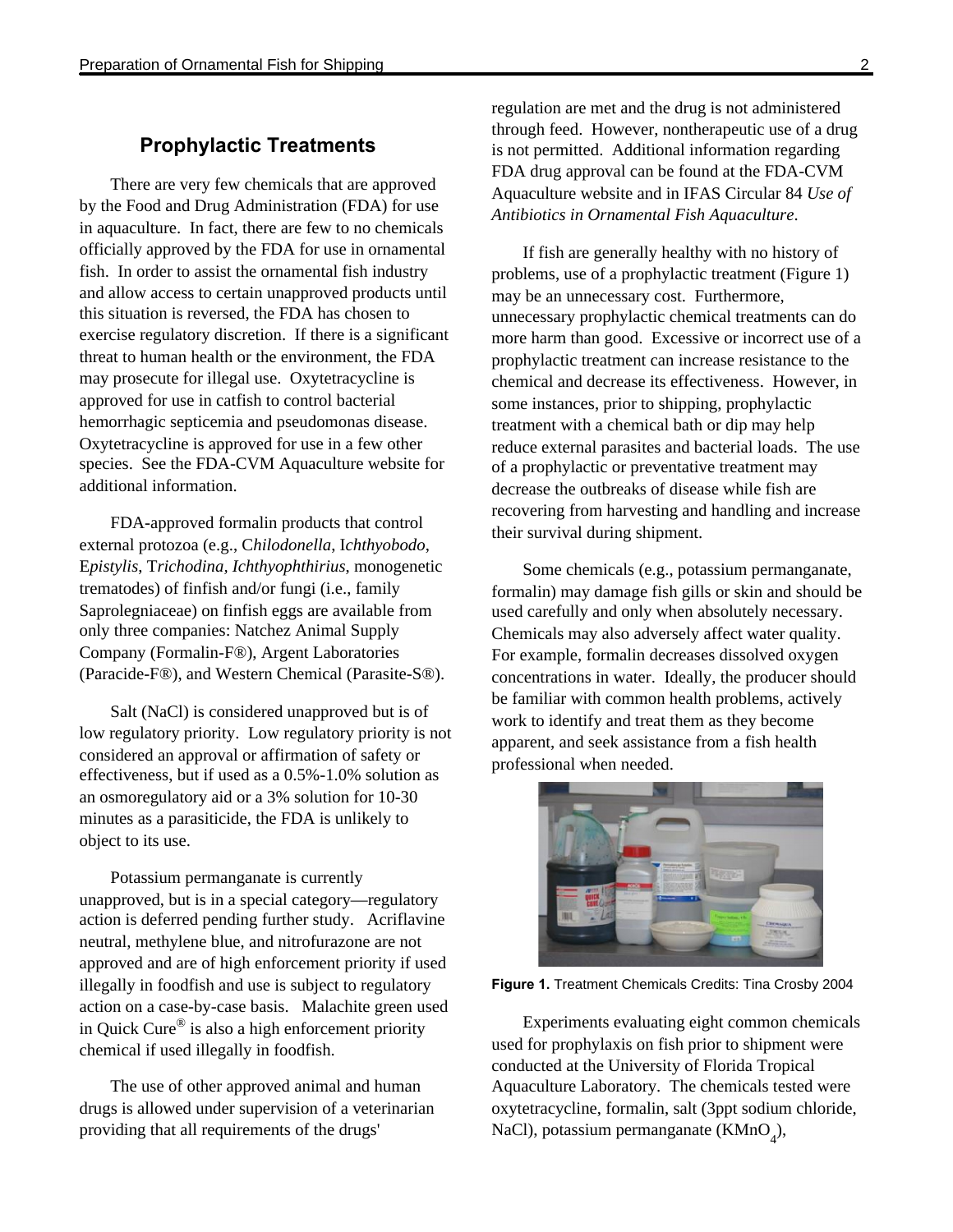## Prophylactic Treatments

There are very few chemicals that are approved by the Food and Drug Administration (FDA) for use in aquaculture. In fact, there are few to no chemicals officially approved by the FDA for use in ornamental fish. In order to assist the ornamental fish industry and allow access to certain unapproved products until this situation is reversed, the FDA has chosen to exercise regulatory discretion. If there is a significant threat to human health or the environment, the FDA may prosecute for illegal use. Oxytetracycline is approved for use in catfish to control bacterial hemorrhagic septicemia and pseudomonas disease. Oxytetracycline is approved for use in a few other species. See the FDA-CVM Aquaculture website for additional information.

FDA-approved formalin products that control external protozoa (e.g., C*hilodonella*, I*chthyobodo*, E*pistylis*, T*richodina*, *Ichthyophthirius*, monogenetic trematodes) of finfish and/or fungi (i.e., family Saprolegniaceae) on finfish eggs are available from only three companies: Natchez Animal Supply Company (Formalin-F®), Argent Laboratories (Paracide-F®), and Western Chemical (Parasite-S®).

Salt (NaCl) is considered unapproved but is of low regulatory priority. Low regulatory priority is not considered an approval or affirmation of safety or effectiveness, but if used as a 0.5%-1.0% solution as an osmoregulatory aid or a 3% solution for 10-30 minutes as a parasiticide, the FDA is unlikely to object to its use.

Potassium permanganate is currently unapproved, but is in a special category—regulatory action is deferred pending further study. Acriflavine neutral, methylene blue, and nitrofurazone are not approved and are of high enforcement priority if used illegally in foodfish and use is subject to regulatory action on a case-by-case basis. Malachite green used in Quick Cure® is also a high enforcement priority chemical if used illegally in foodfish.

The use of other approved animal and human drugs is allowed under supervision of a veterinarian providing that all requirements of the drugs' regulation are met and the drug is not administered through feed. However, nontherapeutic use of a drug is not permitted. Additional information regarding FDA drug approval can be found at the FDA-CVM Aquaculture website and in IFAS Circular 84 *Use of Antibiotics in Ornamental Fish Aquaculture*.

If fish are generally healthy with no history of problems, use of a prophylactic treatment (Figure 1) may be an unnecessary cost. Furthermore, unnecessary prophylactic chemical treatments can do more harm than good. Excessive or incorrect use of a prophylactic treatment can increase resistance to the chemical and decrease its effectiveness. However, in some instances, prior to shipping, prophylactic treatment with a chemical bath or dip may help reduce external parasites and bacterial loads. The use of a prophylactic or preventative treatment may decrease the outbreaks of disease while fish are recovering from harvesting and handling and increase their survival during shipment.

Some chemicals (e.g., potassium permanganate, formalin) may damage fish gills or skin and should be used carefully and only when absolutely necessary. Chemicals may also adversely affect water quality. For example, formalin decreases dissolved oxygen concentrations in water. Ideally, the producer should be familiar with common health problems, actively work to identify and treat them as they become apparent, and seek assistance from a fish health professional when needed.

**Figure 1.** Treatment Chemicals Credits: Tina Crosby 2004

Experiments evaluating eight common chemicals used for prophylaxis on fish prior to shipment were conducted at the University of Florida Tropical Aquaculture Laboratory. The chemicals tested were oxytetracycline, formalin, salt (3ppt sodium chloride, NaCl), potassium permanganate ($KMnO_4$),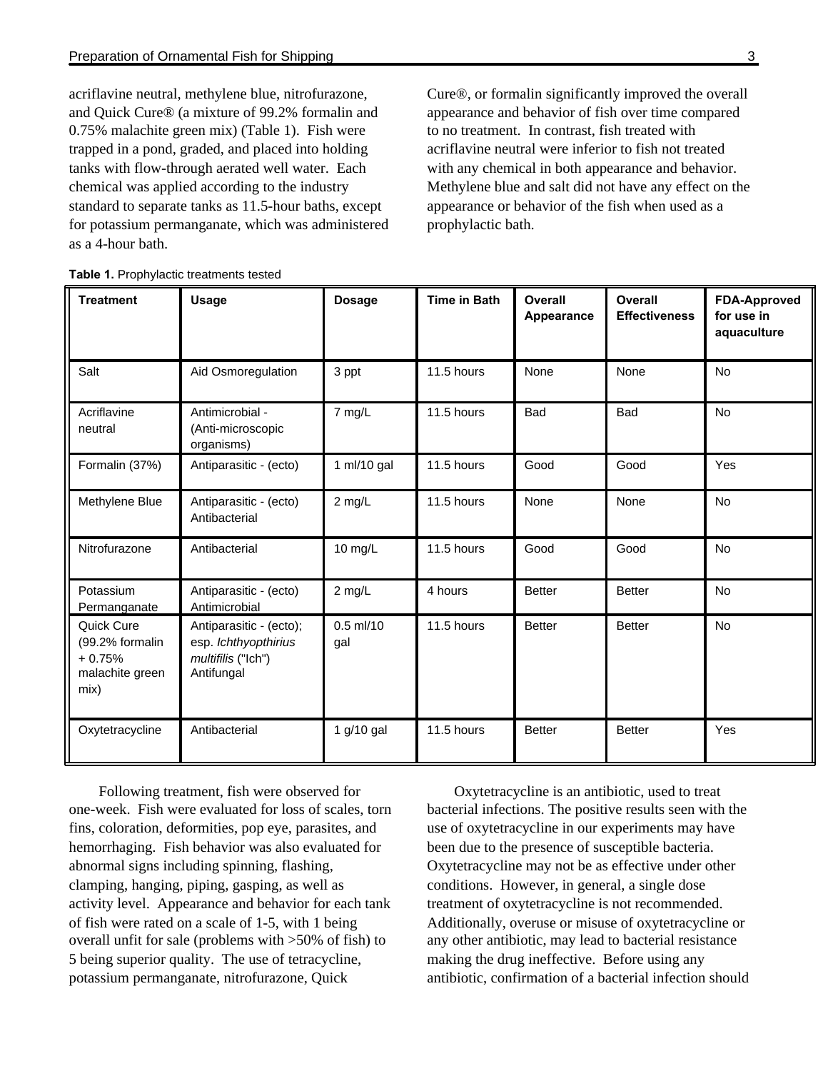acriflavine neutral, methylene blue, nitrofurazone, and Quick Cure® (a mixture of 99.2% formalin and 0.75% malachite green mix) (Table 1). Fish were trapped in a pond, graded, and placed into holding tanks with flow-through aerated well water. Each chemical was applied according to the industry standard to separate tanks as 11.5-hour baths, except for potassium permanganate, which was administered as a 4-hour bath.

**Table 1.** Prophylactic treatments tested

| Treatment | Usage | Dosage | Time in Bath | Overall Appearance | Overall Effectiveness | FDA-Approved for use in aquaculture |
|---|---|---|---|---|---|---|
| Salt | Aid Osmoregulation | 3 ppt | 11.5 hours | None | None | No |
| Acriflavine neutral | Antimicrobial - (Anti-microscopic organisms) | 7 mg/L | 11.5 hours | Bad | Bad | No |
| Formalin (37%) | Antiparasitic - (ecto) | 1 ml/10 gal | 11.5 hours | Good | Good | Yes |
| Methylene Blue | Antiparasitic - (ecto) Antibacterial | 2 mg/L | 11.5 hours | None | None | No |
| Nitrofurazone | Antibacterial | 10 mg/L | 11.5 hours | Good | Good | No |
| Potassium Permanganate | Antiparasitic - (ecto) Antimicrobial | 2 mg/L | 4 hours | Better | Better | No |
| Quick Cure (99.2% formalin + 0.75% malachite green mix) | Antiparasitic - (ecto); esp. *Ichthyopthirius multifilis* ("Ich") Antifungal | 0.5 ml/10 gal | 11.5 hours | Better | Better | No |
| Oxytetracycline | Antibacterial | 1 g/10 gal | 11.5 hours | Better | Better | Yes |

Following treatment, fish were observed for one-week. Fish were evaluated for loss of scales, torn fins, coloration, deformities, pop eye, parasites, and hemorrhaging. Fish behavior was also evaluated for abnormal signs including spinning, flashing, clamping, hanging, piping, gasping, as well as activity level. Appearance and behavior for each tank of fish were rated on a scale of 1-5, with 1 being overall unfit for sale (problems with >50% of fish) to 5 being superior quality. The use of tetracycline, potassium permanganate, nitrofurazone, Quick Cure®, or formalin significantly improved the overall appearance and behavior of fish over time compared to no treatment. In contrast, fish treated with acriflavine neutral were inferior to fish not treated with any chemical in both appearance and behavior. Methylene blue and salt did not have any effect on the appearance or behavior of the fish when used as a prophylactic bath.

Oxytetracycline is an antibiotic, used to treat bacterial infections. The positive results seen with the use of oxytetracycline in our experiments may have been due to the presence of susceptible bacteria. Oxytetracycline may not be as effective under other conditions. However, in general, a single dose treatment of oxytetracycline is not recommended. Additionally, overuse or misuse of oxytetracycline or any other antibiotic, may lead to bacterial resistance making the drug ineffective. Before using any antibiotic, confirmation of a bacterial infection should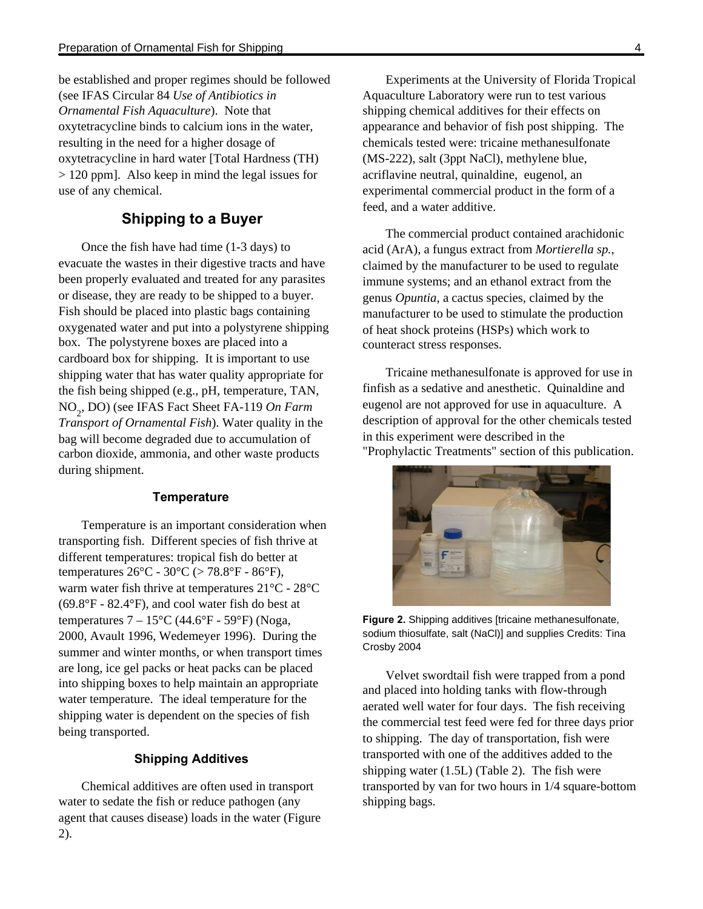be established and proper regimes should be followed (see IFAS Circular 84 *Use of Antibiotics in Ornamental Fish Aquaculture*). Note that oxytetracycline binds to calcium ions in the water, resulting in the need for a higher dosage of oxytetracycline in hard water [Total Hardness (TH) > 120 ppm]. Also keep in mind the legal issues for use of any chemical.

## Shipping to a Buyer

Once the fish have had time (1-3 days) to evacuate the wastes in their digestive tracts and have been properly evaluated and treated for any parasites or disease, they are ready to be shipped to a buyer. Fish should be placed into plastic bags containing oxygenated water and put into a polystyrene shipping box. The polystyrene boxes are placed into a cardboard box for shipping. It is important to use shipping water that has water quality appropriate for the fish being shipped (e.g., pH, temperature, TAN, $NO_2$, DO) (see IFAS Fact Sheet FA-119 *On Farm Transport of Ornamental Fish*). Water quality in the bag will become degraded due to accumulation of carbon dioxide, ammonia, and other waste products during shipment.

### Temperature

Temperature is an important consideration when transporting fish. Different species of fish thrive at different temperatures: tropical fish do better at temperatures 26°C - 30°C (> 78.8°F - 86°F), warm water fish thrive at temperatures 21°C - 28°C (69.8°F - 82.4°F), and cool water fish do best at temperatures 7 – 15°C (44.6°F - 59°F) (Noga, 2000, Avault 1996, Wedemeyer 1996). During the summer and winter months, or when transport times are long, ice gel packs or heat packs can be placed into shipping boxes to help maintain an appropriate water temperature. The ideal temperature for the shipping water is dependent on the species of fish being transported.

### Shipping Additives

Chemical additives are often used in transport water to sedate the fish or reduce pathogen (any agent that causes disease) loads in the water (Figure 2).

Experiments at the University of Florida Tropical Aquaculture Laboratory were run to test various shipping chemical additives for their effects on appearance and behavior of fish post shipping. The chemicals tested were: tricaine methanesulfonate (MS-222), salt (3ppt NaCl), methylene blue, acriflavine neutral, quinaldine, eugenol, an experimental commercial product in the form of a feed, and a water additive.

The commercial product contained arachidonic acid (ArA), a fungus extract from *Mortierella sp.*, claimed by the manufacturer to be used to regulate immune systems; and an ethanol extract from the genus *Opuntia*, a cactus species, claimed by the manufacturer to be used to stimulate the production of heat shock proteins (HSPs) which work to counteract stress responses.

Tricaine methanesulfonate is approved for use in finfish as a sedative and anesthetic. Quinaldine and eugenol are not approved for use in aquaculture. A description of approval for the other chemicals tested in this experiment were described in the "Prophylactic Treatments" section of this publication.

**Figure 2.** Shipping additives [tricaine methanesulfonate, sodium thiosulfate, salt (NaCl)] and supplies Credits: Tina Crosby 2004

Velvet swordtail fish were trapped from a pond and placed into holding tanks with flow-through aerated well water for four days. The fish receiving the commercial test feed were fed for three days prior to shipping. The day of transportation, fish were transported with one of the additives added to the shipping water (1.5L) (Table 2). The fish were transported by van for two hours in 1/4 square-bottom shipping bags.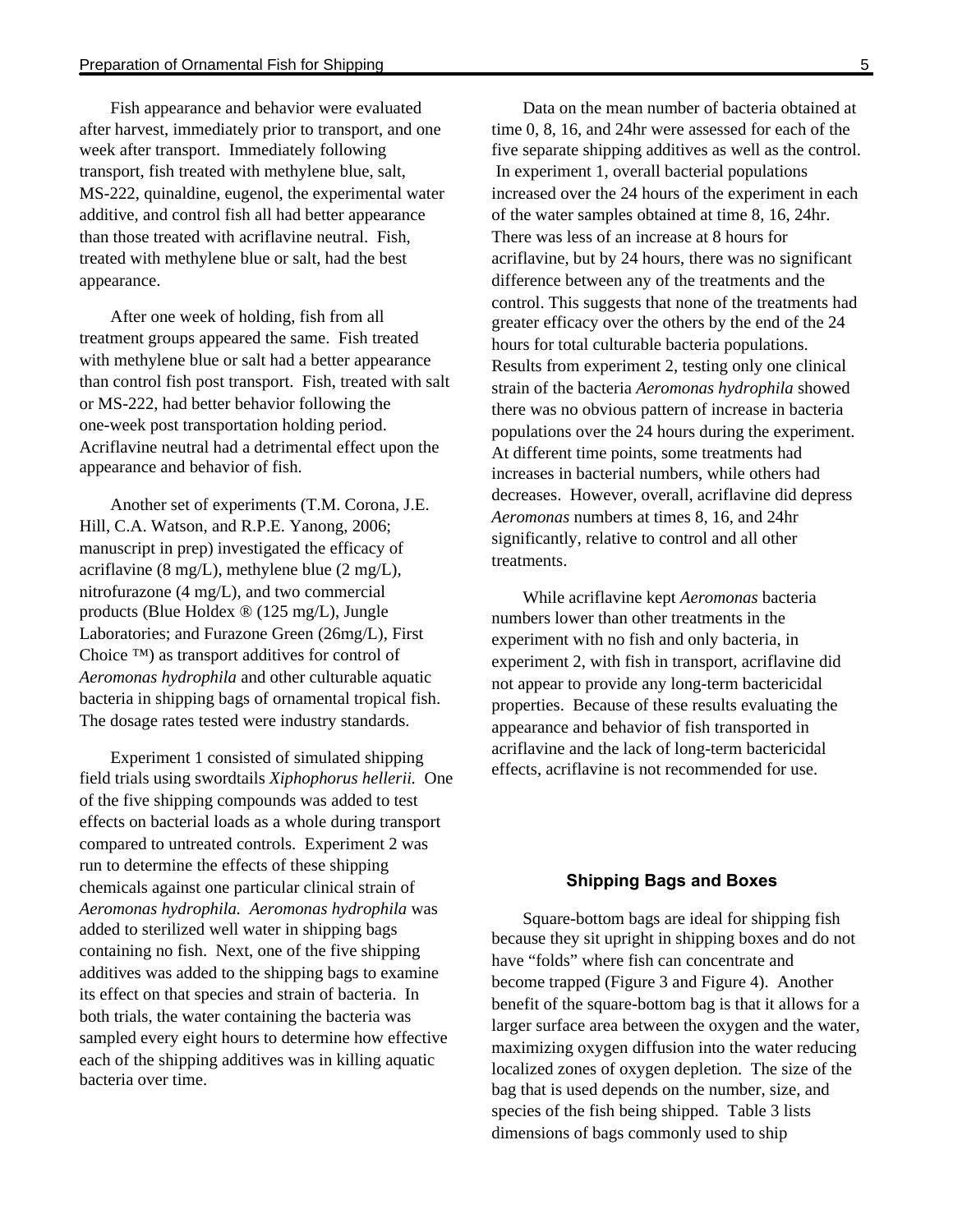Fish appearance and behavior were evaluated after harvest, immediately prior to transport, and one week after transport. Immediately following transport, fish treated with methylene blue, salt, MS-222, quinaldine, eugenol, the experimental water additive, and control fish all had better appearance than those treated with acriflavine neutral. Fish, treated with methylene blue or salt, had the best appearance.

After one week of holding, fish from all treatment groups appeared the same. Fish treated with methylene blue or salt had a better appearance than control fish post transport. Fish, treated with salt or MS-222, had better behavior following the one-week post transportation holding period. Acriflavine neutral had a detrimental effect upon the appearance and behavior of fish.

Another set of experiments (T.M. Corona, J.E. Hill, C.A. Watson, and R.P.E. Yanong, 2006; manuscript in prep) investigated the efficacy of acriflavine (8 mg/L), methylene blue (2 mg/L), nitrofurazone (4 mg/L), and two commercial products (Blue Holdex ® (125 mg/L), Jungle Laboratories; and Furazone Green (26mg/L), First Choice ™) as transport additives for control of *Aeromonas hydrophila* and other culturable aquatic bacteria in shipping bags of ornamental tropical fish. The dosage rates tested were industry standards.

Experiment 1 consisted of simulated shipping field trials using swordtails *Xiphophorus hellerii.* One of the five shipping compounds was added to test effects on bacterial loads as a whole during transport compared to untreated controls. Experiment 2 was run to determine the effects of these shipping chemicals against one particular clinical strain of *Aeromonas hydrophila. Aeromonas hydrophila* was added to sterilized well water in shipping bags containing no fish. Next, one of the five shipping additives was added to the shipping bags to examine its effect on that species and strain of bacteria. In both trials, the water containing the bacteria was sampled every eight hours to determine how effective each of the shipping additives was in killing aquatic bacteria over time.

Data on the mean number of bacteria obtained at time 0, 8, 16, and 24hr were assessed for each of the five separate shipping additives as well as the control. In experiment 1, overall bacterial populations increased over the 24 hours of the experiment in each of the water samples obtained at time 8, 16, 24hr. There was less of an increase at 8 hours for acriflavine, but by 24 hours, there was no significant difference between any of the treatments and the control. This suggests that none of the treatments had greater efficacy over the others by the end of the 24 hours for total culturable bacteria populations. Results from experiment 2, testing only one clinical strain of the bacteria *Aeromonas hydrophila* showed there was no obvious pattern of increase in bacteria populations over the 24 hours during the experiment. At different time points, some treatments had increases in bacterial numbers, while others had decreases. However, overall, acriflavine did depress *Aeromonas* numbers at times 8, 16, and 24hr significantly, relative to control and all other treatments.

While acriflavine kept *Aeromonas* bacteria numbers lower than other treatments in the experiment with no fish and only bacteria, in experiment 2, with fish in transport, acriflavine did not appear to provide any long-term bactericidal properties. Because of these results evaluating the appearance and behavior of fish transported in acriflavine and the lack of long-term bactericidal effects, acriflavine is not recommended for use.

## Shipping Bags and Boxes

Square-bottom bags are ideal for shipping fish because they sit upright in shipping boxes and do not have "folds" where fish can concentrate and become trapped (Figure 3 and Figure 4). Another benefit of the square-bottom bag is that it allows for a larger surface area between the oxygen and the water, maximizing oxygen diffusion into the water reducing localized zones of oxygen depletion. The size of the bag that is used depends on the number, size, and species of the fish being shipped. Table 3 lists dimensions of bags commonly used to ship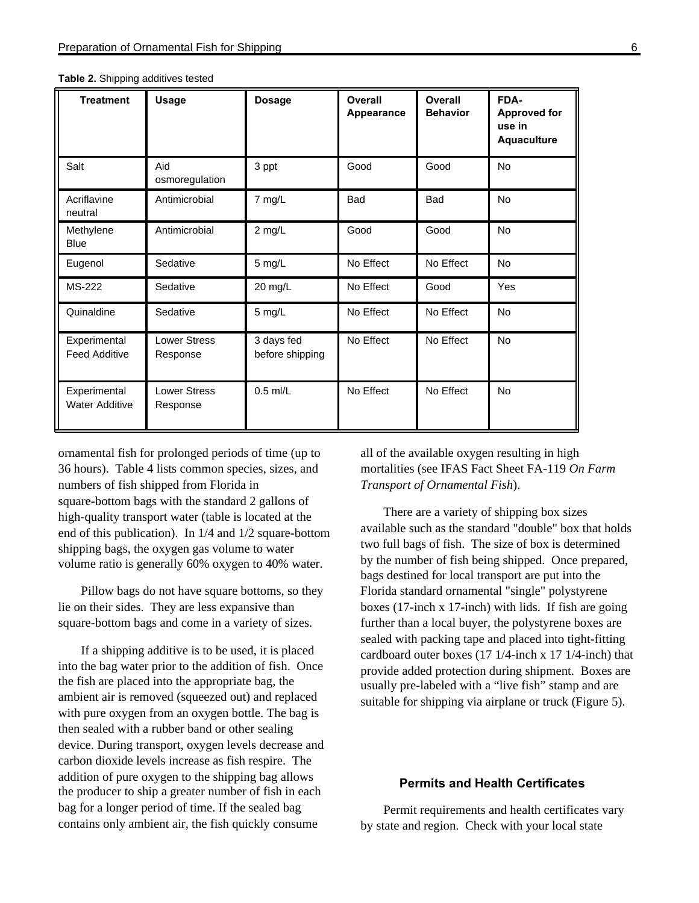**Table 2.** Shipping additives tested

| Treatment | Usage | Dosage | Overall Appearance | Overall Behavior | FDA-Approved for use in Aquaculture |
|---|---|---|---|---|---|
| Salt | Aid osmoregulation | 3 ppt | Good | Good | No |
| Acriflavine neutral | Antimicrobial | 7 mg/L | Bad | Bad | No |
| Methylene Blue | Antimicrobial | 2 mg/L | Good | Good | No |
| Eugenol | Sedative | 5 mg/L | No Effect | No Effect | No |
| MS-222 | Sedative | 20 mg/L | No Effect | Good | Yes |
| Quinaldine | Sedative | 5 mg/L | No Effect | No Effect | No |
| Experimental Feed Additive | Lower Stress Response | 3 days fed before shipping | No Effect | No Effect | No |
| Experimental Water Additive | Lower Stress Response | 0.5 ml/L | No Effect | No Effect | No |

ornamental fish for prolonged periods of time (up to 36 hours). Table 4 lists common species, sizes, and numbers of fish shipped from Florida in square-bottom bags with the standard 2 gallons of high-quality transport water (table is located at the end of this publication). In 1/4 and 1/2 square-bottom shipping bags, the oxygen gas volume to water volume ratio is generally 60% oxygen to 40% water.

Pillow bags do not have square bottoms, so they lie on their sides. They are less expansive than square-bottom bags and come in a variety of sizes.

If a shipping additive is to be used, it is placed into the bag water prior to the addition of fish. Once the fish are placed into the appropriate bag, the ambient air is removed (squeezed out) and replaced with pure oxygen from an oxygen bottle. The bag is then sealed with a rubber band or other sealing device. During transport, oxygen levels decrease and carbon dioxide levels increase as fish respire. The addition of pure oxygen to the shipping bag allows the producer to ship a greater number of fish in each bag for a longer period of time. If the sealed bag contains only ambient air, the fish quickly consume all of the available oxygen resulting in high mortalities (see IFAS Fact Sheet FA-119 *On Farm Transport of Ornamental Fish*).

There are a variety of shipping box sizes available such as the standard "double" box that holds two full bags of fish. The size of box is determined by the number of fish being shipped. Once prepared, bags destined for local transport are put into the Florida standard ornamental "single" polystyrene boxes (17-inch x 17-inch) with lids. If fish are going further than a local buyer, the polystyrene boxes are sealed with packing tape and placed into tight-fitting cardboard outer boxes (17 1/4-inch x 17 1/4-inch) that provide added protection during shipment. Boxes are usually pre-labeled with a “live fish” stamp and are suitable for shipping via airplane or truck (Figure 5).

## Permits and Health Certificates

Permit requirements and health certificates vary by state and region. Check with your local state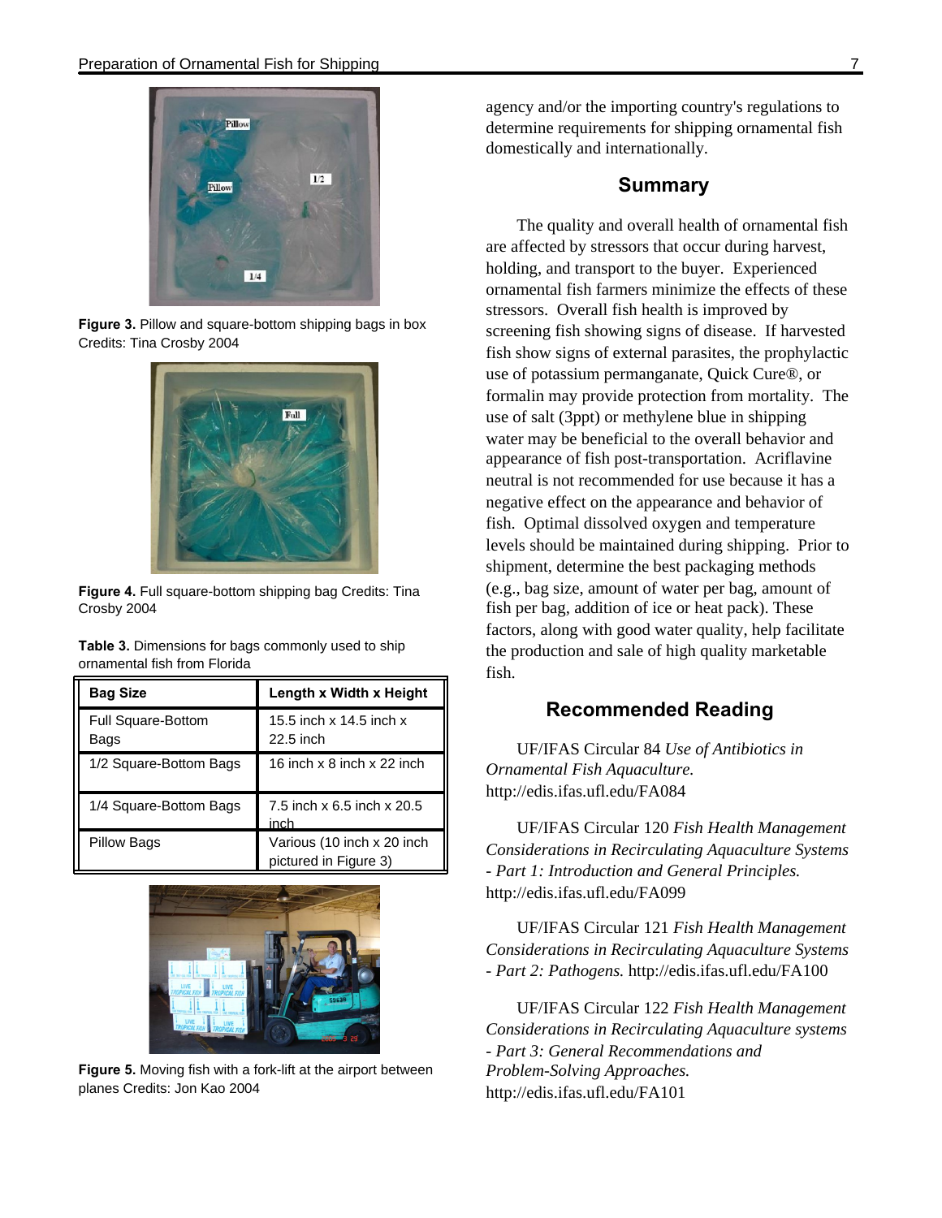Figure 3. Pillow and square-bottom shipping bags in box Credits: Tina Crosby 2004

Figure 4. Full square-bottom shipping bag Credits: Tina Crosby 2004

**Table 3.** Dimensions for bags commonly used to ship ornamental fish from Florida

| Bag Size | Length x Width x Height |
|---|---|
| Full Square-Bottom Bags | 15.5 inch x 14.5 inch x 22.5 inch |
| 1/2 Square-Bottom Bags | 16 inch x 8 inch x 22 inch |
| 1/4 Square-Bottom Bags | 7.5 inch x 6.5 inch x 20.5 inch |
| Pillow Bags | Various (10 inch x 20 inch pictured in Figure 3) |

Figure 5. Moving fish with a fork-lift at the airport between planes Credits: Jon Kao 2004

agency and/or the importing country's regulations to determine requirements for shipping ornamental fish domestically and internationally.

## Summary

The quality and overall health of ornamental fish are affected by stressors that occur during harvest, holding, and transport to the buyer. Experienced ornamental fish farmers minimize the effects of these stressors. Overall fish health is improved by screening fish showing signs of disease. If harvested fish show signs of external parasites, the prophylactic use of potassium permanganate, Quick Cure®, or formalin may provide protection from mortality. The use of salt (3ppt) or methylene blue in shipping water may be beneficial to the overall behavior and appearance of fish post-transportation. Acriflavine neutral is not recommended for use because it has a negative effect on the appearance and behavior of fish. Optimal dissolved oxygen and temperature levels should be maintained during shipping. Prior to shipment, determine the best packaging methods (e.g., bag size, amount of water per bag, amount of fish per bag, addition of ice or heat pack). These factors, along with good water quality, help facilitate the production and sale of high quality marketable fish.

## Recommended Reading

UF/IFAS Circular 84 *Use of Antibiotics in Ornamental Fish Aquaculture.* http://edis.ifas.ufl.edu/FA084

UF/IFAS Circular 120 *Fish Health Management Considerations in Recirculating Aquaculture Systems - Part 1: Introduction and General Principles.* http://edis.ifas.ufl.edu/FA099

UF/IFAS Circular 121 *Fish Health Management Considerations in Recirculating Aquaculture Systems - Part 2: Pathogens.* http://edis.ifas.ufl.edu/FA100

UF/IFAS Circular 122 *Fish Health Management Considerations in Recirculating Aquaculture systems - Part 3: General Recommendations and Problem-Solving Approaches.* http://edis.ifas.ufl.edu/FA101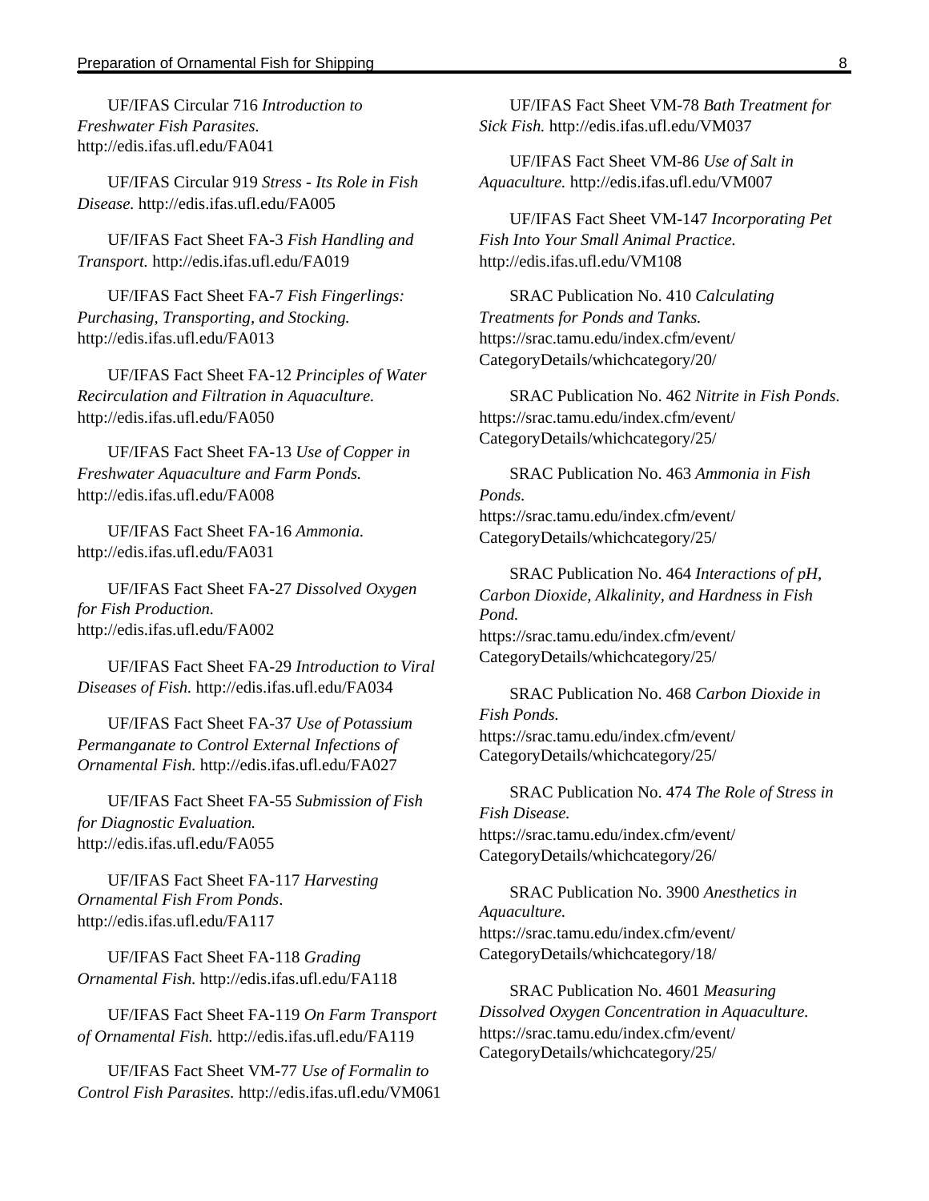UF/IFAS Circular 716 *Introduction to Freshwater Fish Parasites.* http://edis.ifas.ufl.edu/FA041

UF/IFAS Circular 919 *Stress - Its Role in Fish Disease.* http://edis.ifas.ufl.edu/FA005

UF/IFAS Fact Sheet FA-3 *Fish Handling and Transport.* http://edis.ifas.ufl.edu/FA019

UF/IFAS Fact Sheet FA-7 *Fish Fingerlings: Purchasing, Transporting, and Stocking.* http://edis.ifas.ufl.edu/FA013

UF/IFAS Fact Sheet FA-12 *Principles of Water Recirculation and Filtration in Aquaculture.* http://edis.ifas.ufl.edu/FA050

UF/IFAS Fact Sheet FA-13 *Use of Copper in Freshwater Aquaculture and Farm Ponds.* http://edis.ifas.ufl.edu/FA008

UF/IFAS Fact Sheet FA-16 *Ammonia.* http://edis.ifas.ufl.edu/FA031

UF/IFAS Fact Sheet FA-27 *Dissolved Oxygen for Fish Production.* http://edis.ifas.ufl.edu/FA002

UF/IFAS Fact Sheet FA-29 *Introduction to Viral Diseases of Fish.* http://edis.ifas.ufl.edu/FA034

UF/IFAS Fact Sheet FA-37 *Use of Potassium Permanganate to Control External Infections of Ornamental Fish.* http://edis.ifas.ufl.edu/FA027

UF/IFAS Fact Sheet FA-55 *Submission of Fish for Diagnostic Evaluation.* http://edis.ifas.ufl.edu/FA055

UF/IFAS Fact Sheet FA-117 *Harvesting Ornamental Fish From Ponds*. http://edis.ifas.ufl.edu/FA117

UF/IFAS Fact Sheet FA-118 *Grading Ornamental Fish.* http://edis.ifas.ufl.edu/FA118

UF/IFAS Fact Sheet FA-119 *On Farm Transport of Ornamental Fish.* http://edis.ifas.ufl.edu/FA119

UF/IFAS Fact Sheet VM-77 *Use of Formalin to Control Fish Parasites.* http://edis.ifas.ufl.edu/VM061

UF/IFAS Fact Sheet VM-78 *Bath Treatment for Sick Fish.* http://edis.ifas.ufl.edu/VM037

UF/IFAS Fact Sheet VM-86 *Use of Salt in Aquaculture.* http://edis.ifas.ufl.edu/VM007

UF/IFAS Fact Sheet VM-147 *Incorporating Pet Fish Into Your Small Animal Practice.* http://edis.ifas.ufl.edu/VM108

SRAC Publication No. 410 *Calculating Treatments for Ponds and Tanks.* https://srac.tamu.edu/index.cfm/event/CategoryDetails/whichcategory/20/

SRAC Publication No. 462 *Nitrite in Fish Ponds.* https://srac.tamu.edu/index.cfm/event/CategoryDetails/whichcategory/25/

SRAC Publication No. 463 *Ammonia in Fish Ponds.* https://srac.tamu.edu/index.cfm/event/CategoryDetails/whichcategory/25/

SRAC Publication No. 464 *Interactions of pH, Carbon Dioxide, Alkalinity, and Hardness in Fish Pond.* https://srac.tamu.edu/index.cfm/event/CategoryDetails/whichcategory/25/

SRAC Publication No. 468 *Carbon Dioxide in Fish Ponds.* https://srac.tamu.edu/index.cfm/event/CategoryDetails/whichcategory/25/

SRAC Publication No. 474 *The Role of Stress in Fish Disease.* https://srac.tamu.edu/index.cfm/event/CategoryDetails/whichcategory/26/

SRAC Publication No. 3900 *Anesthetics in Aquaculture.* https://srac.tamu.edu/index.cfm/event/CategoryDetails/whichcategory/18/

SRAC Publication No. 4601 *Measuring Dissolved Oxygen Concentration in Aquaculture.* https://srac.tamu.edu/index.cfm/event/CategoryDetails/whichcategory/25/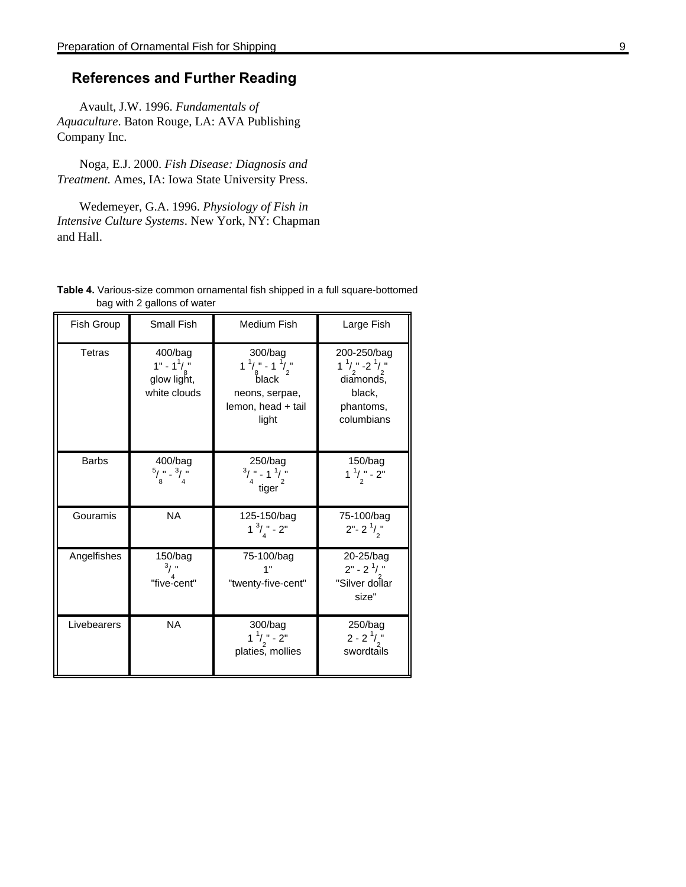## References and Further Reading

Avault, J.W. 1996. *Fundamentals of Aquaculture*. Baton Rouge, LA: AVA Publishing Company Inc.

Noga, E.J. 2000. *Fish Disease: Diagnosis and Treatment.* Ames, IA: Iowa State University Press.

Wedemeyer, G.A. 1996. *Physiology of Fish in Intensive Culture Systems*. New York, NY: Chapman and Hall.

**Table 4.** Various-size common ornamental fish shipped in a full square-bottomed bag with 2 gallons of water

| Fish Group | Small Fish | Medium Fish | Large Fish |
|---|---|---|---|
| Tetras | 400/bag<br>1" - 1 1/8"<br>glow light, white clouds | 300/bag<br>1 1/8" - 1 1/2"<br>black neons, serpae, lemon, head + tail light | 200-250/bag<br>1 1/2" - 2 1/2"<br>diamonds, black, phantoms, columbians |
| Barbs | 400/bag<br>5/8" - 3/4" | 250/bag<br>3/4" - 1 1/2"<br>tiger | 150/bag<br>1 1/2" - 2" |
| Gouramis | NA | 125-150/bag<br>1 3/4" - 2" | 75-100/bag<br>2" - 2 1/2" |
| Angelfishes | 150/bag<br>3/4"<br>"five-cent" | 75-100/bag<br>1"<br>"twenty-five-cent" | 20-25/bag<br>2" - 2 1/2"<br>"Silver dollar size" |
| Livebearers | NA | 300/bag<br>1 1/2" - 2"<br>platies, mollies | 250/bag<br>2 - 2 1/2"<br>swordtails |